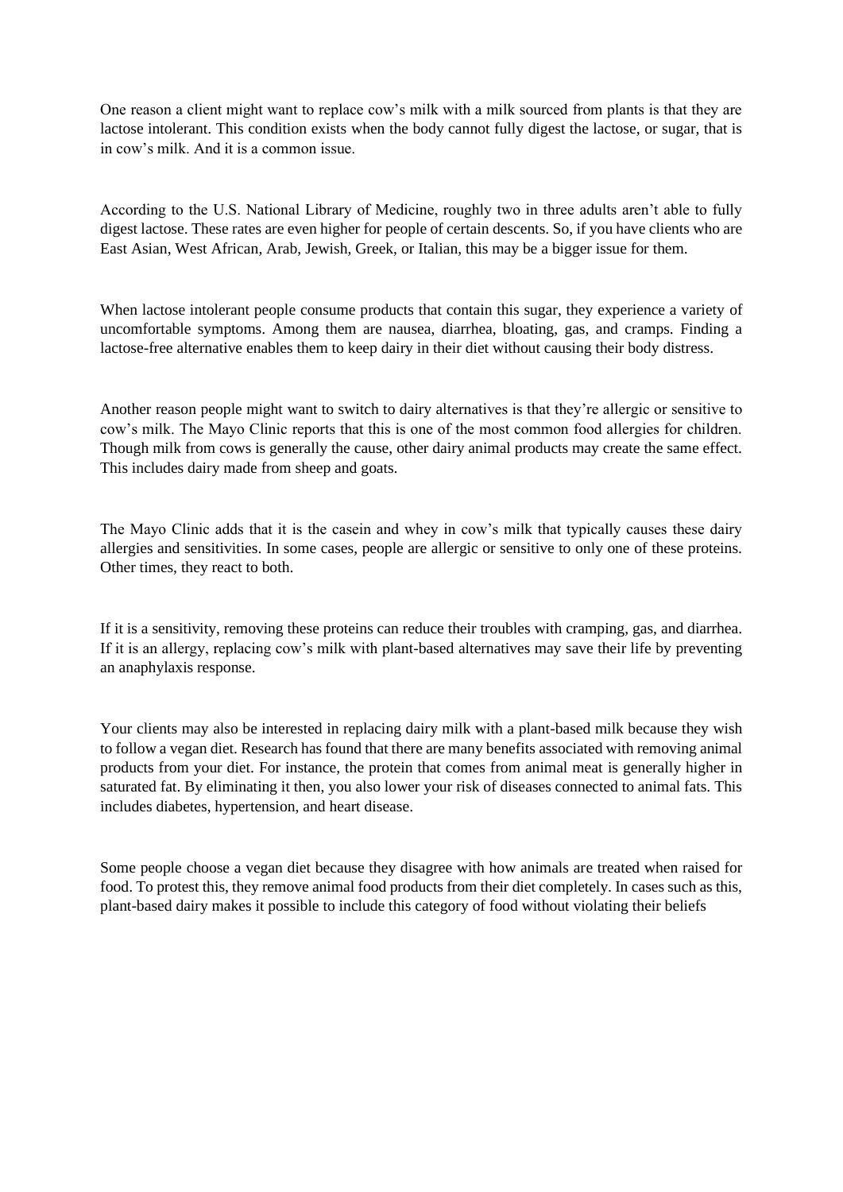One reason a client might want to replace cow's milk with a milk sourced from plants is that they are lactose intolerant. This condition exists when the body cannot fully digest the lactose, or sugar, that is in cow's milk. And it is a common issue.

According to the U.S. National Library of Medicine, roughly two in three adults aren't able to fully digest lactose. These rates are even higher for people of certain descents. So, if you have clients who are East Asian, West African, Arab, Jewish, Greek, or Italian, this may be a bigger issue for them.

When lactose intolerant people consume products that contain this sugar, they experience a variety of uncomfortable symptoms. Among them are nausea, diarrhea, bloating, gas, and cramps. Finding a lactose-free alternative enables them to keep dairy in their diet without causing their body distress.

Another reason people might want to switch to dairy alternatives is that they're allergic or sensitive to cow's milk. The Mayo Clinic reports that this is one of the most common food allergies for children. Though milk from cows is generally the cause, other dairy animal products may create the same effect. This includes dairy made from sheep and goats.

The Mayo Clinic adds that it is the casein and whey in cow's milk that typically causes these dairy allergies and sensitivities. In some cases, people are allergic or sensitive to only one of these proteins. Other times, they react to both.

If it is a sensitivity, removing these proteins can reduce their troubles with cramping, gas, and diarrhea. If it is an allergy, replacing cow's milk with plant-based alternatives may save their life by preventing an anaphylaxis response.

Your clients may also be interested in replacing dairy milk with a plant-based milk because they wish to follow a vegan diet. Research has found that there are many benefits associated with removing animal products from your diet. For instance, the protein that comes from animal meat is generally higher in saturated fat. By eliminating it then, you also lower your risk of diseases connected to animal fats. This includes diabetes, hypertension, and heart disease.

Some people choose a vegan diet because they disagree with how animals are treated when raised for food. To protest this, they remove animal food products from their diet completely. In cases such as this, plant-based dairy makes it possible to include this category of food without violating their beliefs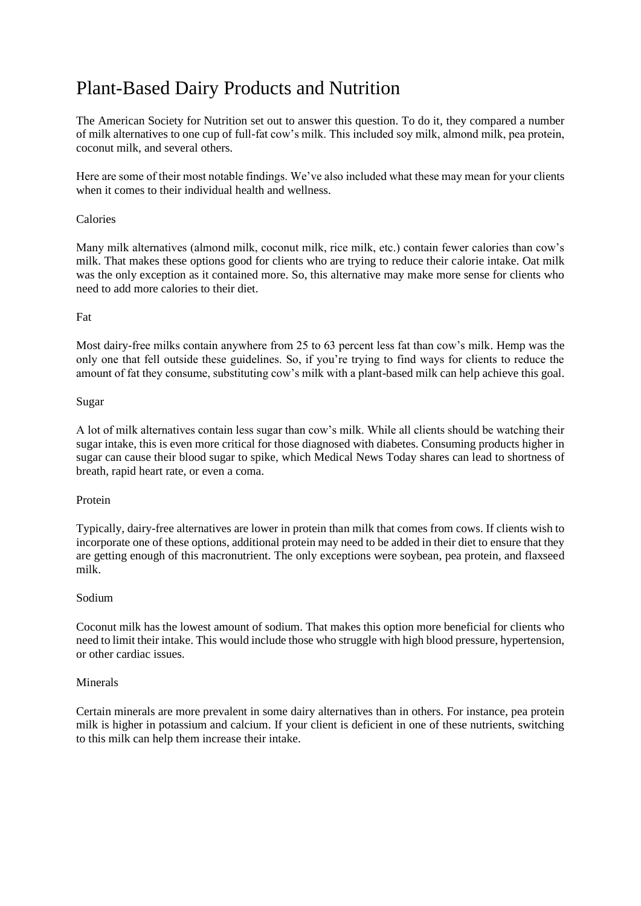# Plant-Based Dairy Products and Nutrition

The American Society for Nutrition set out to answer this question. To do it, they compared a number of milk alternatives to one cup of full-fat cow's milk. This included soy milk, almond milk, pea protein, coconut milk, and several others.

Here are some of their most notable findings. We've also included what these may mean for your clients when it comes to their individual health and wellness.

## Calories

Many milk alternatives (almond milk, coconut milk, rice milk, etc.) contain fewer calories than cow's milk. That makes these options good for clients who are trying to reduce their calorie intake. Oat milk was the only exception as it contained more. So, this alternative may make more sense for clients who need to add more calories to their diet.

## Fat

Most dairy-free milks contain anywhere from 25 to 63 percent less fat than cow's milk. Hemp was the only one that fell outside these guidelines. So, if you're trying to find ways for clients to reduce the amount of fat they consume, substituting cow's milk with a plant-based milk can help achieve this goal.

## Sugar

A lot of milk alternatives contain less sugar than cow's milk. While all clients should be watching their sugar intake, this is even more critical for those diagnosed with diabetes. Consuming products higher in sugar can cause their blood sugar to spike, which Medical News Today shares can lead to shortness of breath, rapid heart rate, or even a coma.

## Protein

Typically, dairy-free alternatives are lower in protein than milk that comes from cows. If clients wish to incorporate one of these options, additional protein may need to be added in their diet to ensure that they are getting enough of this macronutrient. The only exceptions were soybean, pea protein, and flaxseed milk.

## Sodium

Coconut milk has the lowest amount of sodium. That makes this option more beneficial for clients who need to limit their intake. This would include those who struggle with high blood pressure, hypertension, or other cardiac issues.

## Minerals

Certain minerals are more prevalent in some dairy alternatives than in others. For instance, pea protein milk is higher in potassium and calcium. If your client is deficient in one of these nutrients, switching to this milk can help them increase their intake.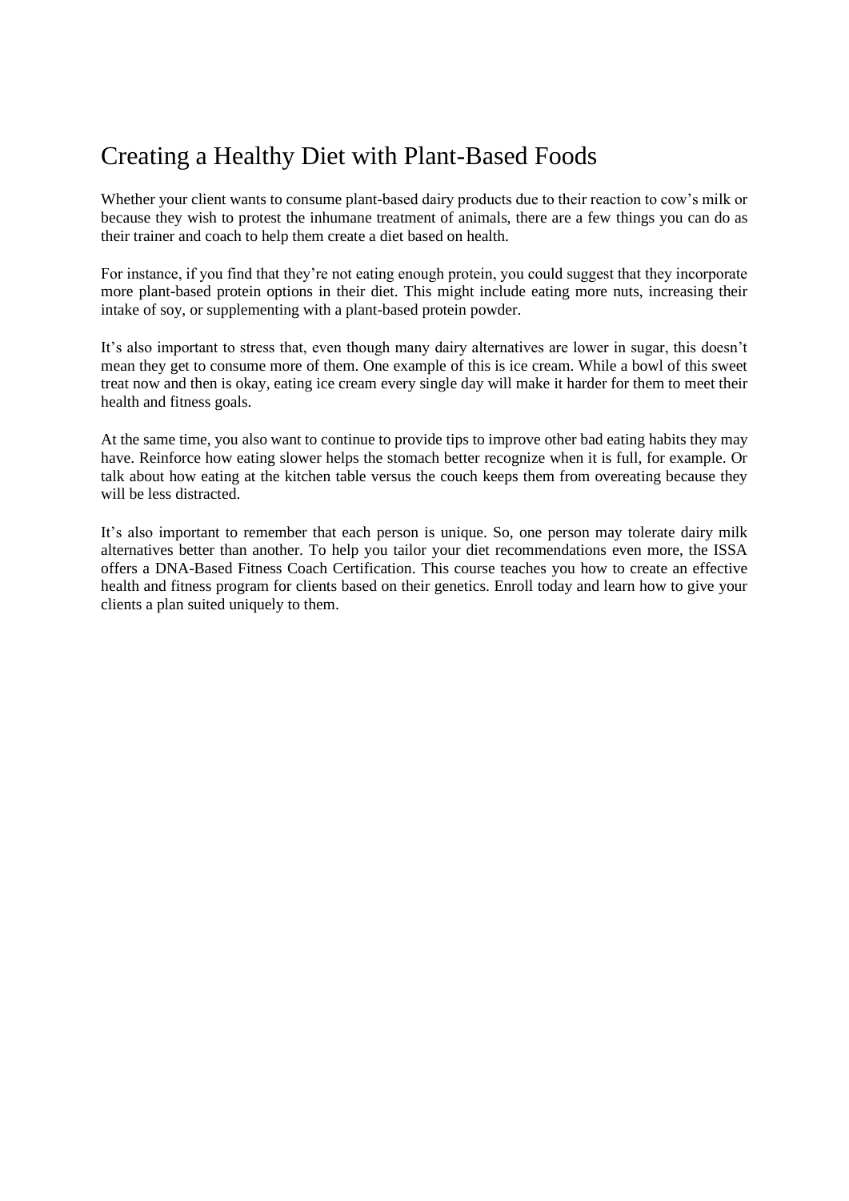## Creating a Healthy Diet with Plant-Based Foods

Whether your client wants to consume plant-based dairy products due to their reaction to cow's milk or because they wish to protest the inhumane treatment of animals, there are a few things you can do as their trainer and coach to help them create a diet based on health.

For instance, if you find that they're not eating enough protein, you could suggest that they incorporate more plant-based protein options in their diet. This might include eating more nuts, increasing their intake of soy, or supplementing with a plant-based protein powder.

It's also important to stress that, even though many dairy alternatives are lower in sugar, this doesn't mean they get to consume more of them. One example of this is ice cream. While a bowl of this sweet treat now and then is okay, eating ice cream every single day will make it harder for them to meet their health and fitness goals.

At the same time, you also want to continue to provide tips to improve other bad eating habits they may have. Reinforce how eating slower helps the stomach better recognize when it is full, for example. Or talk about how eating at the kitchen table versus the couch keeps them from overeating because they will be less distracted.

It's also important to remember that each person is unique. So, one person may tolerate dairy milk alternatives better than another. To help you tailor your diet recommendations even more, the ISSA offers a DNA-Based Fitness Coach Certification. This course teaches you how to create an effective health and fitness program for clients based on their genetics. Enroll today and learn how to give your clients a plan suited uniquely to them.